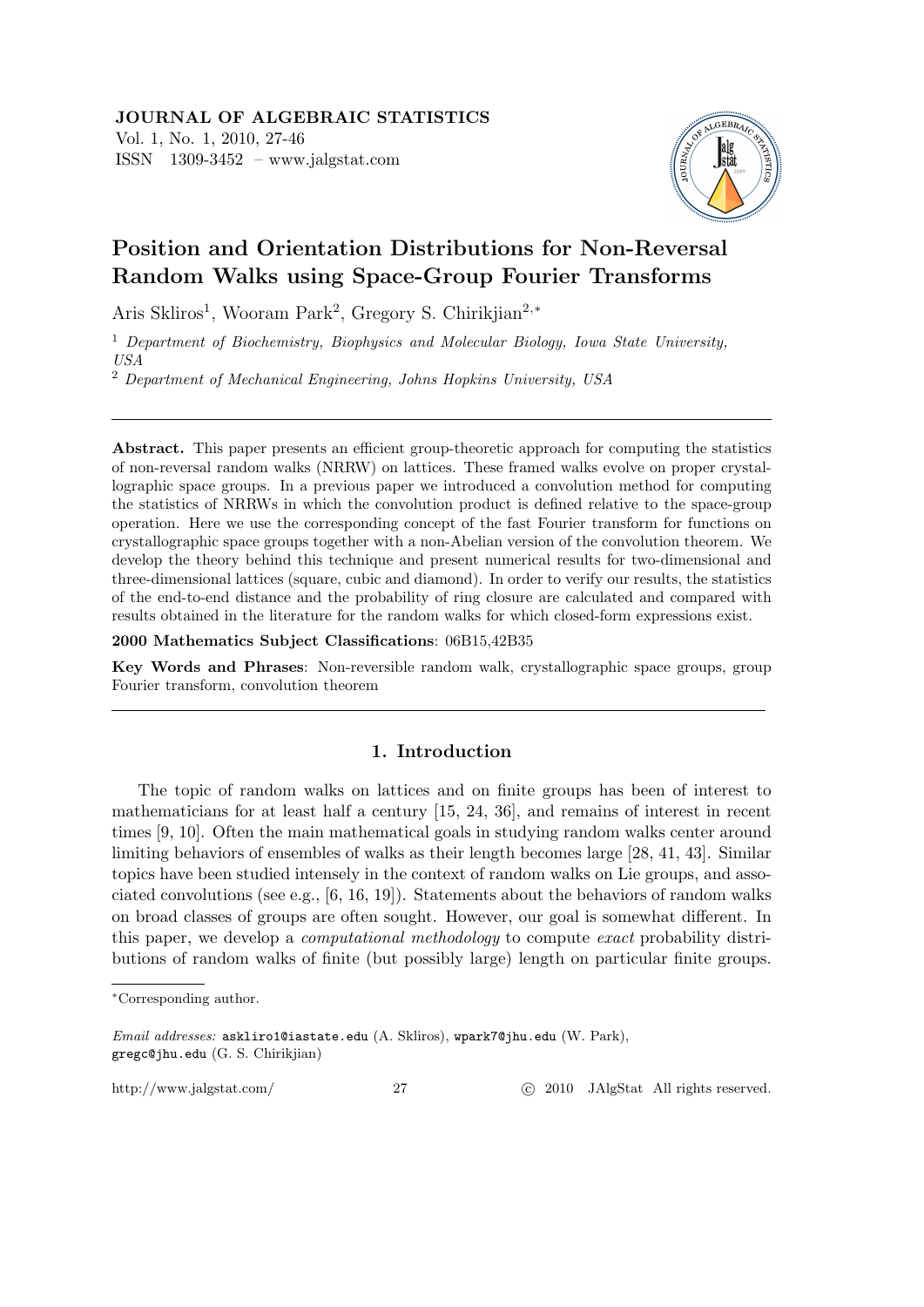# Position and Orientation Distributions for Non-Reversal Random Walks using Space-Group Fourier Transforms

Aris Skliros[1], Wooram Park[2], Gregory S. Chirikjian[2,*]

[1] *Department of Biochemistry, Biophysics and Molecular Biology, Iowa State University, USA*

[2] *Department of Mechanical Engineering, Johns Hopkins University, USA*

---

**Abstract.** This paper presents an efficient group-theoretic approach for computing the statistics of non-reversal random walks (NRRW) on lattices. These framed walks evolve on proper crystallographic space groups. In a previous paper we introduced a convolution method for computing the statistics of NRRWs in which the convolution product is defined relative to the space-group operation. Here we use the corresponding concept of the fast Fourier transform for functions on crystallographic space groups together with a non-Abelian version of the convolution theorem. We develop the theory behind this technique and present numerical results for two-dimensional and three-dimensional lattices (square, cubic and diamond). In order to verify our results, the statistics of the end-to-end distance and the probability of ring closure are calculated and compared with results obtained in the literature for the random walks for which closed-form expressions exist.

**2000 Mathematics Subject Classifications**: 06B15,42B35

**Key Words and Phrases**: Non-reversible random walk, crystallographic space groups, group Fourier transform, convolution theorem

---

## 1. Introduction

The topic of random walks on lattices and on finite groups has been of interest to mathematicians for at least half a century [15, 24, 36], and remains of interest in recent times [9, 10]. Often the main mathematical goals in studying random walks center around limiting behaviors of ensembles of walks as their length becomes large [28, 41, 43]. Similar topics have been studied intensely in the context of random walks on Lie groups, and associated convolutions (see e.g., [6, 16, 19]). Statements about the behaviors of random walks on broad classes of groups are often sought. However, our goal is somewhat different. In this paper, we develop a *computational methodology* to compute *exact* probability distributions of random walks of finite (but possibly large) length on particular finite groups.

---

*Corresponding author.

*Email addresses:* askliro1@iastate.edu (A. Skliros), wpark7@jhu.edu (W. Park), gregc@jhu.edu (G. S. Chirikjian)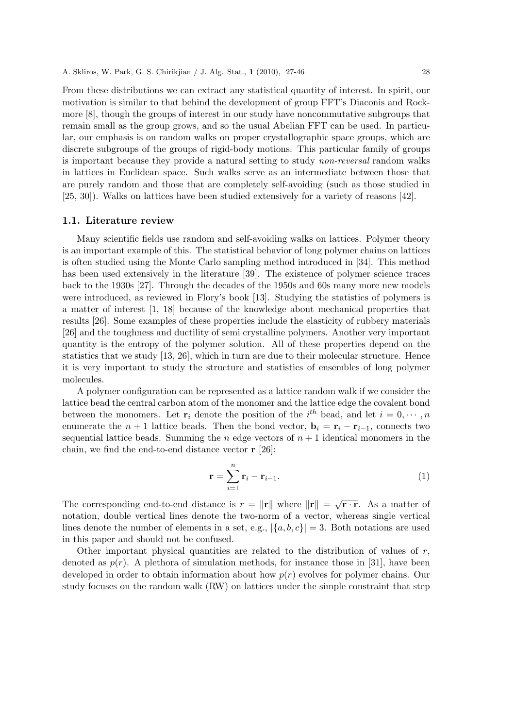From these distributions we can extract any statistical quantity of interest. In spirit, our motivation is similar to that behind the development of group FFT's Diaconis and Rockmore [8], though the groups of interest in our study have noncommutative subgroups that remain small as the group grows, and so the usual Abelian FFT can be used. In particular, our emphasis is on random walks on proper crystallographic space groups, which are discrete subgroups of the groups of rigid-body motions. This particular family of groups is important because they provide a natural setting to study *non-reversal* random walks in lattices in Euclidean space. Such walks serve as an intermediate between those that are purely random and those that are completely self-avoiding (such as those studied in [25, 30]). Walks on lattices have been studied extensively for a variety of reasons [42].

### 1.1. Literature review

Many scientific fields use random and self-avoiding walks on lattices. Polymer theory is an important example of this. The statistical behavior of long polymer chains on lattices is often studied using the Monte Carlo sampling method introduced in [34]. This method has been used extensively in the literature [39]. The existence of polymer science traces back to the 1930s [27]. Through the decades of the 1950s and 60s many more new models were introduced, as reviewed in Flory's book [13]. Studying the statistics of polymers is a matter of interest [1, 18] because of the knowledge about mechanical properties that results [26]. Some examples of these properties include the elasticity of rubbery materials [26] and the toughness and ductility of semi crystalline polymers. Another very important quantity is the entropy of the polymer solution. All of these properties depend on the statistics that we study [13, 26], which in turn are due to their molecular structure. Hence it is very important to study the structure and statistics of ensembles of long polymer molecules.

A polymer configuration can be represented as a lattice random walk if we consider the lattice bead the central carbon atom of the monomer and the lattice edge the covalent bond between the monomers. Let $\mathbf{r}_i$ denote the position of the $i^{th}$ bead, and let $i = 0, \cdots, n$ enumerate the $n+1$ lattice beads. Then the bond vector, $\mathbf{b}_i = \mathbf{r}_i - \mathbf{r}_{i-1}$, connects two sequential lattice beads. Summing the $n$ edge vectors of $n+1$ identical monomers in the chain, we find the end-to-end distance vector $\mathbf{r}$ [26]:

$$\mathbf{r} = \sum_{i=1}^{n} \mathbf{r}_i - \mathbf{r}_{i-1}. \tag{1}$$

The corresponding end-to-end distance is $r = \|\mathbf{r}\|$ where $\|\mathbf{r}\| = \sqrt{\mathbf{r}\cdot\mathbf{r}}$. As a matter of notation, double vertical lines denote the two-norm of a vector, whereas single vertical lines denote the number of elements in a set, e.g., $|\{a, b, c\}| = 3$. Both notations are used in this paper and should not be confused.

Other important physical quantities are related to the distribution of values of $r$, denoted as $p(r)$. A plethora of simulation methods, for instance those in [31], have been developed in order to obtain information about how $p(r)$ evolves for polymer chains. Our study focuses on the random walk (RW) on lattices under the simple constraint that step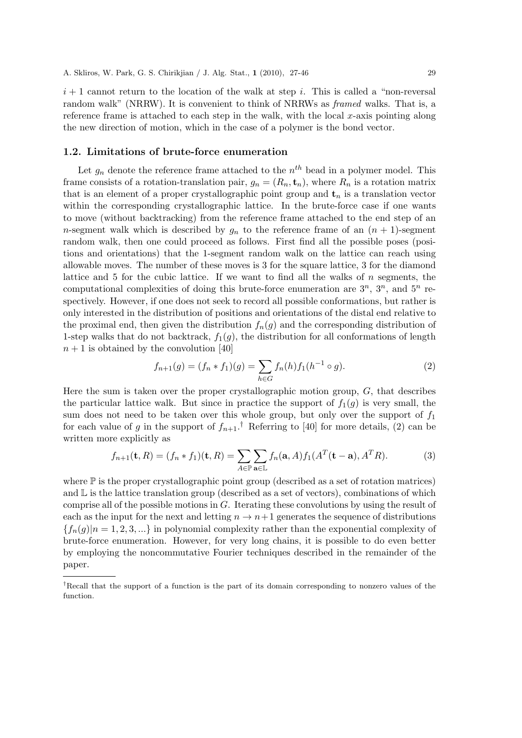$i + 1$ cannot return to the location of the walk at step $i$. This is called a "non-reversal random walk" (NRRW). It is convenient to think of NRRWs as *framed* walks. That is, a reference frame is attached to each step in the walk, with the local $x$-axis pointing along the new direction of motion, which in the case of a polymer is the bond vector.

## 1.2. Limitations of brute-force enumeration

Let $g_n$ denote the reference frame attached to the $n^{th}$ bead in a polymer model. This frame consists of a rotation-translation pair, $g_n = (R_n, \mathbf{t}_n)$, where $R_n$ is a rotation matrix that is an element of a proper crystallographic point group and $\mathbf{t}_n$ is a translation vector within the corresponding crystallographic lattice. In the brute-force case if one wants to move (without backtracking) from the reference frame attached to the end step of an $n$-segment walk which is described by $g_n$ to the reference frame of an $(n+1)$-segment random walk, then one could proceed as follows. First find all the possible poses (positions and orientations) that the 1-segment random walk on the lattice can reach using allowable moves. The number of these moves is 3 for the square lattice, 3 for the diamond lattice and 5 for the cubic lattice. If we want to find all the walks of $n$ segments, the computational complexities of doing this brute-force enumeration are $3^n$, $3^n$, and $5^n$ respectively. However, if one does not seek to record all possible conformations, but rather is only interested in the distribution of positions and orientations of the distal end relative to the proximal end, then given the distribution $f_n(g)$ and the corresponding distribution of 1-step walks that do not backtrack, $f_1(g)$, the distribution for all conformations of length $n+1$ is obtained by the convolution [40]

$$f_{n+1}(g) = (f_n * f_1)(g) = \sum_{h \in G} f_n(h) f_1(h^{-1} \circ g). \tag{2}$$

Here the sum is taken over the proper crystallographic motion group, $G$, that describes the particular lattice walk. But since in practice the support of $f_1(g)$ is very small, the sum does not need to be taken over this whole group, but only over the support of $f_1$ for each value of $g$ in the support of $f_{n+1}$.[†] Referring to [40] for more details, (2) can be written more explicitly as

$$f_{n+1}(\mathbf{t}, R) = (f_n * f_1)(\mathbf{t}, R) = \sum_{A \in \mathbb{P}} \sum_{\mathbf{a} \in \mathbb{L}} f_n(\mathbf{a}, A) f_1(A^T(\mathbf{t} - \mathbf{a}), A^T R). \tag{3}$$

where $\mathbb{P}$ is the proper crystallographic point group (described as a set of rotation matrices) and $\mathbb{L}$ is the lattice translation group (described as a set of vectors), combinations of which comprise all of the possible motions in $G$. Iterating these convolutions by using the result of each as the input for the next and letting $n \to n+1$ generates the sequence of distributions $\{f_n(g) | n = 1, 2, 3, ...\}$ in polynomial complexity rather than the exponential complexity of brute-force enumeration. However, for very long chains, it is possible to do even better by employing the noncommutative Fourier techniques described in the remainder of the paper.

---

[†] Recall that the support of a function is the part of its domain corresponding to nonzero values of the function.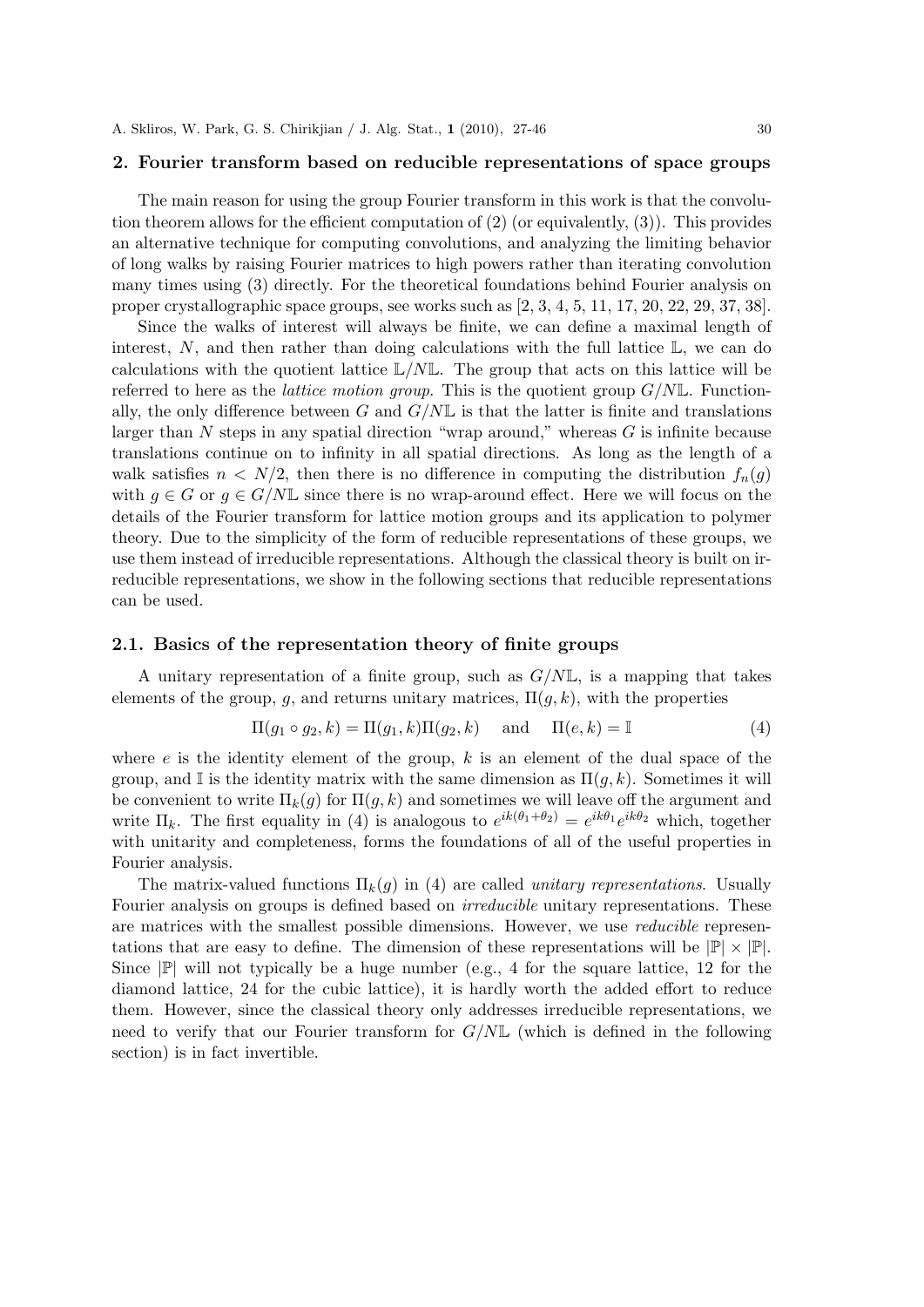## 2. Fourier transform based on reducible representations of space groups

The main reason for using the group Fourier transform in this work is that the convolution theorem allows for the efficient computation of (2) (or equivalently, (3)). This provides an alternative technique for computing convolutions, and analyzing the limiting behavior of long walks by raising Fourier matrices to high powers rather than iterating convolution many times using (3) directly. For the theoretical foundations behind Fourier analysis on proper crystallographic space groups, see works such as [2, 3, 4, 5, 11, 17, 20, 22, 29, 37, 38].

Since the walks of interest will always be finite, we can define a maximal length of interest, $N$, and then rather than doing calculations with the full lattice $\mathbb{L}$, we can do calculations with the quotient lattice $\mathbb{L}/N\mathbb{L}$. The group that acts on this lattice will be referred to here as the *lattice motion group*. This is the quotient group $G/N\mathbb{L}$. Functionally, the only difference between $G$ and $G/N\mathbb{L}$ is that the latter is finite and translations larger than $N$ steps in any spatial direction "wrap around," whereas $G$ is infinite because translations continue on to infinity in all spatial directions. As long as the length of a walk satisfies $n < N/2$, then there is no difference in computing the distribution $f_n(g)$ with $g \in G$ or $g \in G/N\mathbb{L}$ since there is no wrap-around effect. Here we will focus on the details of the Fourier transform for lattice motion groups and its application to polymer theory. Due to the simplicity of the form of reducible representations of these groups, we use them instead of irreducible representations. Although the classical theory is built on irreducible representations, we show in the following sections that reducible representations can be used.

### 2.1. Basics of the representation theory of finite groups

A unitary representation of a finite group, such as $G/N\mathbb{L}$, is a mapping that takes elements of the group, $g$, and returns unitary matrices, $\Pi(g,k)$, with the properties

$$\Pi(g_1 \circ g_2, k) = \Pi(g_1, k)\Pi(g_2, k) \quad \text{and} \quad \Pi(e, k) = \mathbb{I} \tag{4}$$

where $e$ is the identity element of the group, $k$ is an element of the dual space of the group, and $\mathbb{I}$ is the identity matrix with the same dimension as $\Pi(g,k)$. Sometimes it will be convenient to write $\Pi_k(g)$ for $\Pi(g,k)$ and sometimes we will leave off the argument and write $\Pi_k$. The first equality in (4) is analogous to $e^{ik(\theta_1+\theta_2)} = e^{ik\theta_1}e^{ik\theta_2}$ which, together with unitarity and completeness, forms the foundations of all of the useful properties in Fourier analysis.

The matrix-valued functions $\Pi_k(g)$ in (4) are called *unitary representations*. Usually Fourier analysis on groups is defined based on *irreducible* unitary representations. These are matrices with the smallest possible dimensions. However, we use *reducible* representations that are easy to define. The dimension of these representations will be $|\mathbb{P}| \times |\mathbb{P}|$. Since $|\mathbb{P}|$ will not typically be a huge number (e.g., 4 for the square lattice, 12 for the diamond lattice, 24 for the cubic lattice), it is hardly worth the added effort to reduce them. However, since the classical theory only addresses irreducible representations, we need to verify that our Fourier transform for $G/N\mathbb{L}$ (which is defined in the following section) is in fact invertible.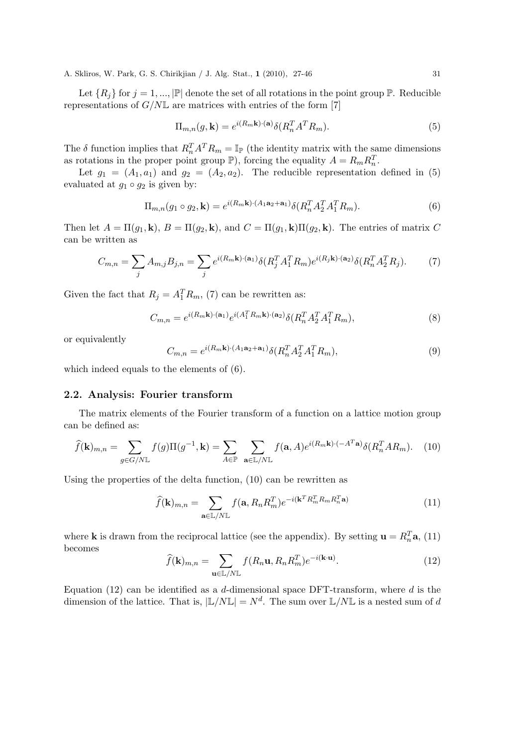Let $\{R_j\}$ for $j = 1, ..., |\mathbb{P}|$ denote the set of all rotations in the point group $\mathbb{P}$. Reducible representations of $G/N\mathbb{L}$ are matrices with entries of the form [7]

$$\Pi_{m,n}(g, \mathbf{k}) = e^{i(R_m\mathbf{k})\cdot(\mathbf{a})}\delta(R_n^T A^T R_m). \tag{5}$$

The $\delta$ function implies that $R_n^T A^T R_m = \mathbb{I}_\mathbb{P}$ (the identity matrix with the same dimensions as rotations in the proper point group $\mathbb{P}$), forcing the equality $A = R_m R_n^T$.

Let $g_1 = (A_1, a_1)$ and $g_2 = (A_2, a_2)$. The reducible representation defined in (5) evaluated at $g_1 \circ g_2$ is given by:

$$\Pi_{m,n}(g_1 \circ g_2, \mathbf{k}) = e^{i(R_m\mathbf{k})\cdot(A_1\mathbf{a}_2+\mathbf{a}_1)}\delta(R_n^T A_2^T A_1^T R_m). \tag{6}$$

Then let $A = \Pi(g_1, \mathbf{k})$, $B = \Pi(g_2, \mathbf{k})$, and $C = \Pi(g_1, \mathbf{k})\Pi(g_2, \mathbf{k})$. The entries of matrix $C$ can be written as

$$C_{m,n} = \sum_j A_{m,j}B_{j,n} = \sum_j e^{i(R_m\mathbf{k})\cdot(\mathbf{a}_1)}\delta(R_j^T A_1^T R_m)e^{i(R_j\mathbf{k})\cdot(\mathbf{a}_2)}\delta(R_n^T A_2^T R_j). \tag{7}$$

Given the fact that $R_j = A_1^T R_m$, (7) can be rewritten as:

$$C_{m,n} = e^{i(R_m\mathbf{k})\cdot(\mathbf{a}_1)}e^{i(A_1^T R_m\mathbf{k})\cdot(\mathbf{a}_2)}\delta(R_n^T A_2^T A_1^T R_m), \tag{8}$$

or equivalently

$$C_{m,n} = e^{i(R_m\mathbf{k})\cdot(A_1\mathbf{a}_2+\mathbf{a}_1)}\delta(R_n^T A_2^T A_1^T R_m), \tag{9}$$

which indeed equals to the elements of (6).

## 2.2. Analysis: Fourier transform

The matrix elements of the Fourier transform of a function on a lattice motion group can be defined as:

$$\widehat{f}(\mathbf{k})_{m,n} = \sum_{g\in G/N\mathbb{L}} f(g)\Pi(g^{-1}, \mathbf{k}) = \sum_{A\in\mathbb{P}}\sum_{\mathbf{a}\in\mathbb{L}/N\mathbb{L}} f(\mathbf{a}, A)e^{i(R_m\mathbf{k})\cdot(-A^T\mathbf{a})}\delta(R_n^T A R_m). \tag{10}$$

Using the properties of the delta function, (10) can be rewritten as

$$\widehat{f}(\mathbf{k})_{m,n} = \sum_{\mathbf{a}\in\mathbb{L}/N\mathbb{L}} f(\mathbf{a}, R_n R_m^T)e^{-i(\mathbf{k}^T R_m^T R_m R_n^T\mathbf{a})} \tag{11}$$

where $\mathbf{k}$ is drawn from the reciprocal lattice (see the appendix). By setting $\mathbf{u} = R_n^T\mathbf{a}$, (11) becomes

$$\widehat{f}(\mathbf{k})_{m,n} = \sum_{\mathbf{u}\in\mathbb{L}/N\mathbb{L}} f(R_n\mathbf{u}, R_n R_m^T)e^{-i(\mathbf{k}\cdot\mathbf{u})}. \tag{12}$$

Equation (12) can be identified as a $d$-dimensional space DFT-transform, where $d$ is the dimension of the lattice. That is, $|\mathbb{L}/N\mathbb{L}| = N^d$. The sum over $\mathbb{L}/N\mathbb{L}$ is a nested sum of $d$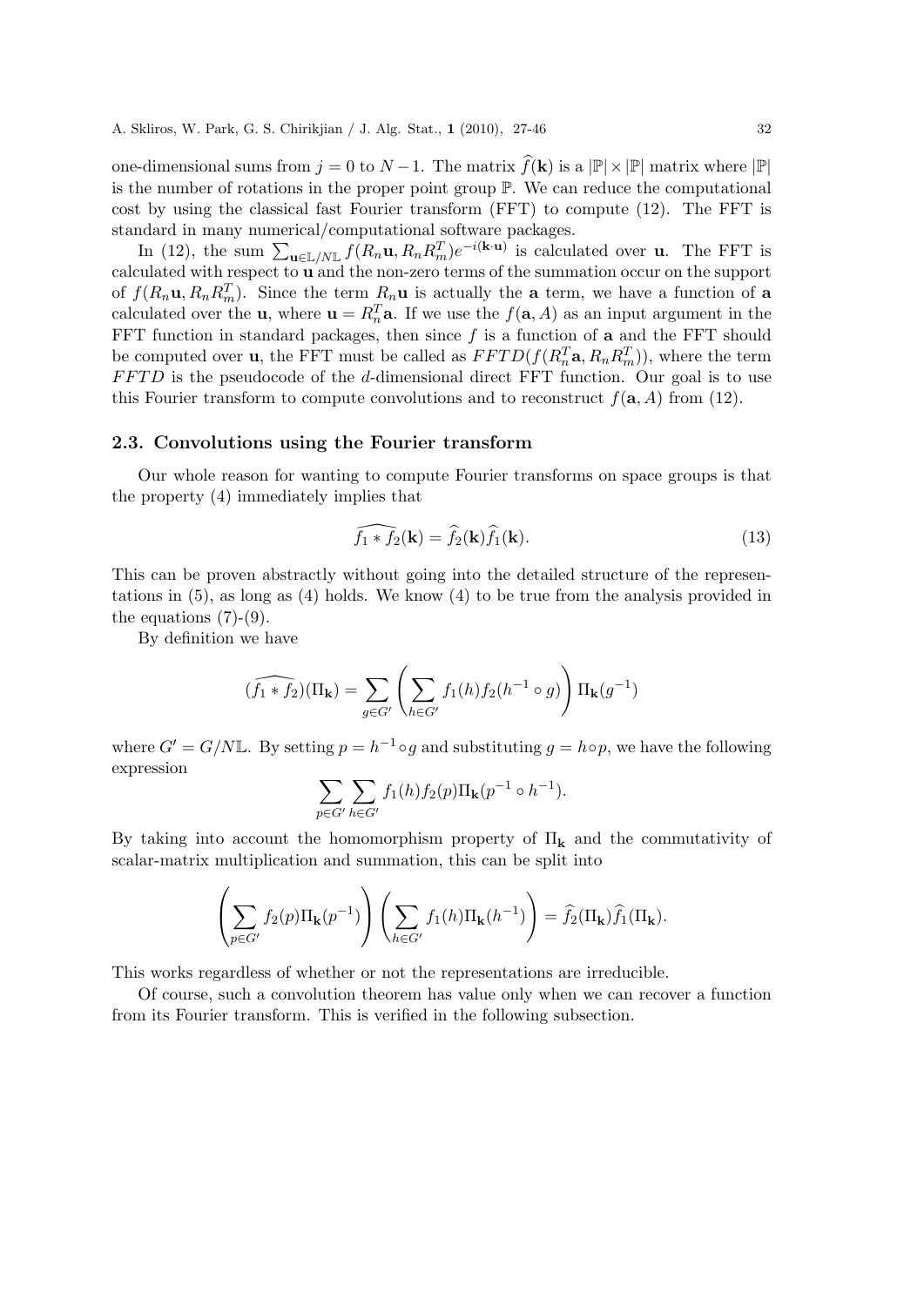one-dimensional sums from $j = 0$ to $N-1$. The matrix $\widehat{f}(\mathbf{k})$ is a $|\mathbb{P}| \times |\mathbb{P}|$ matrix where $|\mathbb{P}|$ is the number of rotations in the proper point group $\mathbb{P}$. We can reduce the computational cost by using the classical fast Fourier transform (FFT) to compute (12). The FFT is standard in many numerical/computational software packages.

In (12), the sum $\sum_{\mathbf{u}\in\mathbb{L}/N\mathbb{L}} f(R_n\mathbf{u}, R_nR_m^T)e^{-i(\mathbf{k}\cdot\mathbf{u})}$ is calculated over $\mathbf{u}$. The FFT is calculated with respect to $\mathbf{u}$ and the non-zero terms of the summation occur on the support of $f(R_n\mathbf{u}, R_nR_m^T)$. Since the term $R_n\mathbf{u}$ is actually the $\mathbf{a}$ term, we have a function of $\mathbf{a}$ calculated over the $\mathbf{u}$, where $\mathbf{u} = R_n^T\mathbf{a}$. If we use the $f(\mathbf{a}, A)$ as an input argument in the FFT function in standard packages, then since $f$ is a function of $\mathbf{a}$ and the FFT should be computed over $\mathbf{u}$, the FFT must be called as $FFTD(f(R_n^T\mathbf{a}, R_nR_m^T))$, where the term $FFTD$ is the pseudocode of the $d$-dimensional direct FFT function. Our goal is to use this Fourier transform to compute convolutions and to reconstruct $f(\mathbf{a}, A)$ from (12).

### 2.3. Convolutions using the Fourier transform

Our whole reason for wanting to compute Fourier transforms on space groups is that the property (4) immediately implies that

$$\widehat{f_1 * f_2}(\mathbf{k}) = \widehat{f}_2(\mathbf{k})\widehat{f}_1(\mathbf{k}). \tag{13}$$

This can be proven abstractly without going into the detailed structure of the representations in (5), as long as (4) holds. We know (4) to be true from the analysis provided in the equations (7)-(9).

By definition we have

$$\widehat{(f_1 * f_2)}(\Pi_{\mathbf{k}}) = \sum_{g\in G'}\left(\sum_{h\in G'} f_1(h)f_2(h^{-1}\circ g)\right)\Pi_{\mathbf{k}}(g^{-1})$$

where $G' = G/N\mathbb{L}$. By setting $p = h^{-1}\circ g$ and substituting $g = h\circ p$, we have the following expression

$$\sum_{p\in G'}\sum_{h\in G'} f_1(h)f_2(p)\Pi_{\mathbf{k}}(p^{-1}\circ h^{-1}).$$

By taking into account the homomorphism property of $\Pi_{\mathbf{k}}$ and the commutativity of scalar-matrix multiplication and summation, this can be split into

$$\left(\sum_{p\in G'} f_2(p)\Pi_{\mathbf{k}}(p^{-1})\right)\left(\sum_{h\in G'} f_1(h)\Pi_{\mathbf{k}}(h^{-1})\right) = \widehat{f}_2(\Pi_{\mathbf{k}})\widehat{f}_1(\Pi_{\mathbf{k}}).$$

This works regardless of whether or not the representations are irreducible.

Of course, such a convolution theorem has value only when we can recover a function from its Fourier transform. This is verified in the following subsection.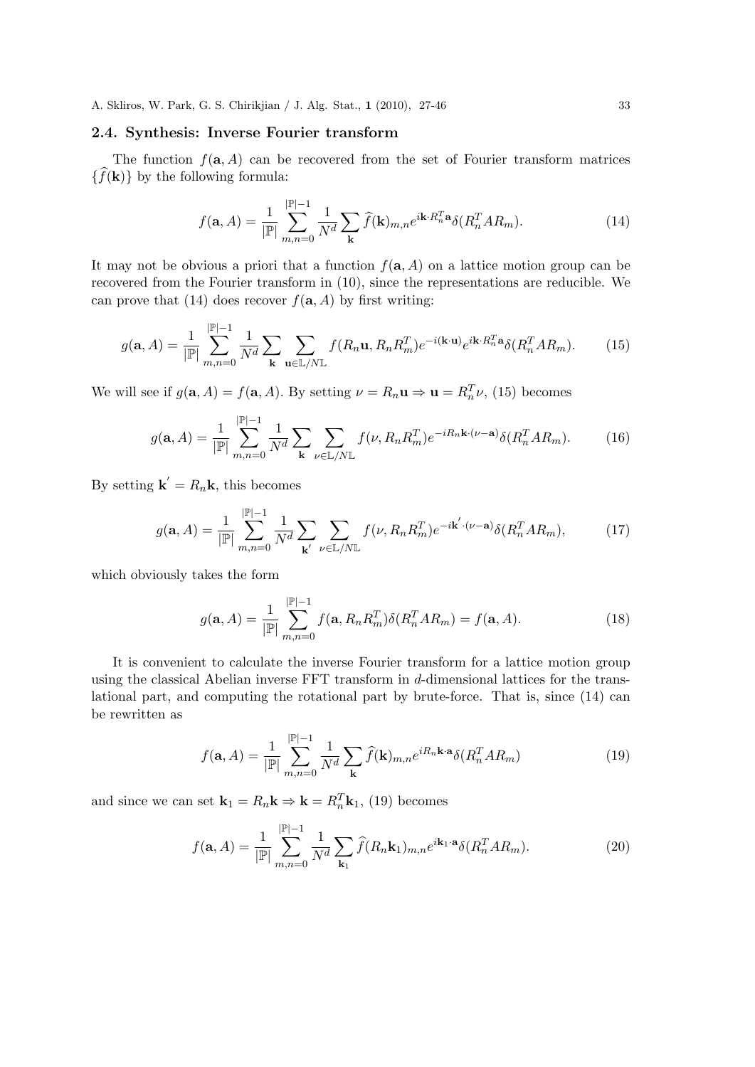### 2.4. Synthesis: Inverse Fourier transform

The function $f(\mathbf{a}, A)$ can be recovered from the set of Fourier transform matrices $\{\widehat{f}(\mathbf{k})\}$ by the following formula:

$$f(\mathbf{a}, A) = \frac{1}{|\mathbb{P}|} \sum_{m,n=0}^{|\mathbb{P}|-1} \frac{1}{N^d} \sum_{\mathbf{k}} \widehat{f}(\mathbf{k})_{m,n} e^{i\mathbf{k}\cdot R_n^T \mathbf{a}} \delta(R_n^T A R_m). \tag{14}$$

It may not be obvious a priori that a function $f(\mathbf{a}, A)$ on a lattice motion group can be recovered from the Fourier transform in (10), since the representations are reducible. We can prove that (14) does recover $f(\mathbf{a}, A)$ by first writing:

$$g(\mathbf{a}, A) = \frac{1}{|\mathbb{P}|} \sum_{m,n=0}^{|\mathbb{P}|-1} \frac{1}{N^d} \sum_{\mathbf{k}} \sum_{\mathbf{u} \in \mathbb{L}/N\mathbb{L}} f(R_n \mathbf{u}, R_n R_m^T) e^{-i(\mathbf{k}\cdot\mathbf{u})} e^{i\mathbf{k}\cdot R_n^T \mathbf{a}} \delta(R_n^T A R_m). \tag{15}$$

We will see if $g(\mathbf{a}, A) = f(\mathbf{a}, A)$. By setting $\nu = R_n \mathbf{u} \Rightarrow \mathbf{u} = R_n^T \nu$, (15) becomes

$$g(\mathbf{a}, A) = \frac{1}{|\mathbb{P}|} \sum_{m,n=0}^{|\mathbb{P}|-1} \frac{1}{N^d} \sum_{\mathbf{k}} \sum_{\nu \in \mathbb{L}/N\mathbb{L}} f(\nu, R_n R_m^T) e^{-iR_n \mathbf{k}\cdot(\nu - \mathbf{a})} \delta(R_n^T A R_m). \tag{16}$$

By setting $\mathbf{k}' = R_n \mathbf{k}$, this becomes

$$g(\mathbf{a}, A) = \frac{1}{|\mathbb{P}|} \sum_{m,n=0}^{|\mathbb{P}|-1} \frac{1}{N^d} \sum_{\mathbf{k}'} \sum_{\nu \in \mathbb{L}/N\mathbb{L}} f(\nu, R_n R_m^T) e^{-i\mathbf{k}'\cdot(\nu - \mathbf{a})} \delta(R_n^T A R_m), \tag{17}$$

which obviously takes the form

$$g(\mathbf{a}, A) = \frac{1}{|\mathbb{P}|} \sum_{m,n=0}^{|\mathbb{P}|-1} f(\mathbf{a}, R_n R_m^T) \delta(R_n^T A R_m) = f(\mathbf{a}, A). \tag{18}$$

It is convenient to calculate the inverse Fourier transform for a lattice motion group using the classical Abelian inverse FFT transform in $d$-dimensional lattices for the translational part, and computing the rotational part by brute-force. That is, since (14) can be rewritten as

$$f(\mathbf{a}, A) = \frac{1}{|\mathbb{P}|} \sum_{m,n=0}^{|\mathbb{P}|-1} \frac{1}{N^d} \sum_{\mathbf{k}} \widehat{f}(\mathbf{k})_{m,n} e^{iR_n \mathbf{k}\cdot\mathbf{a}} \delta(R_n^T A R_m) \tag{19}$$

and since we can set $\mathbf{k}_1 = R_n \mathbf{k} \Rightarrow \mathbf{k} = R_n^T \mathbf{k}_1$, (19) becomes

$$f(\mathbf{a}, A) = \frac{1}{|\mathbb{P}|} \sum_{m,n=0}^{|\mathbb{P}|-1} \frac{1}{N^d} \sum_{\mathbf{k}_1} \widehat{f}(R_n \mathbf{k}_1)_{m,n} e^{i\mathbf{k}_1\cdot\mathbf{a}} \delta(R_n^T A R_m). \tag{20}$$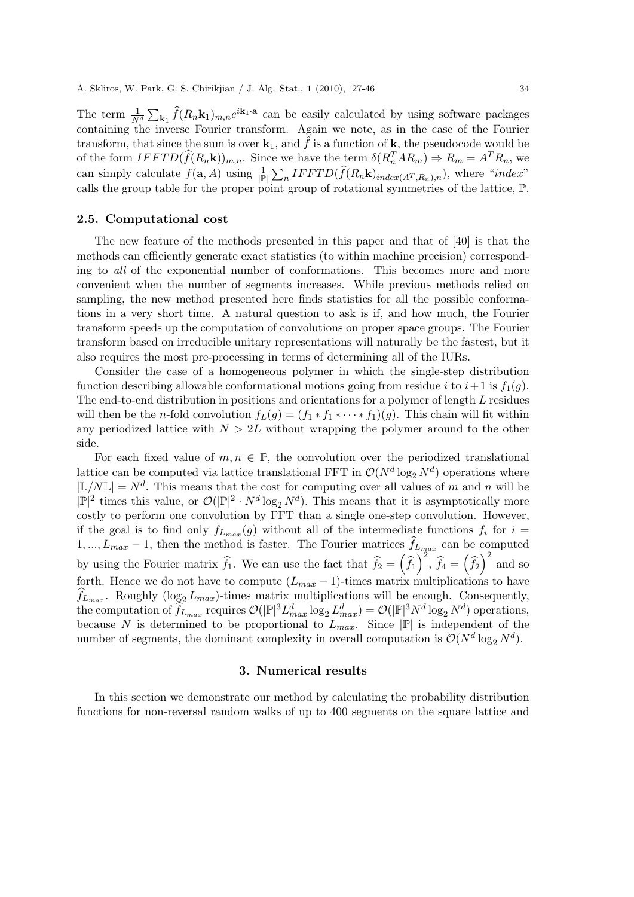The term $\frac{1}{N^d}\sum_{\mathbf{k}_1} \widehat{f}(R_n\mathbf{k}_1)_{m,n} e^{i\mathbf{k}_1\cdot\mathbf{a}}$ can be easily calculated by using software packages containing the inverse Fourier transform. Again we note, as in the case of the Fourier transform, that since the sum is over $\mathbf{k}_1$, and $\widehat{f}$ is a function of $\mathbf{k}$, the pseudocode would be of the form $IFFTD(\widehat{f}(R_n\mathbf{k}))_{m,n}$. Since we have the term $\delta(R_n^T A R_m) \Rightarrow R_m = A^T R_n$, we can simply calculate $f(\mathbf{a}, A)$ using $\frac{1}{|\mathbb{P}|}\sum_n IFFTD(\widehat{f}(R_n\mathbf{k})_{index(A^T,R_n),n})$, where "*index*" calls the group table for the proper point group of rotational symmetries of the lattice, $\mathbb{P}$.

### 2.5. Computational cost

The new feature of the methods presented in this paper and that of [40] is that the methods can efficiently generate exact statistics (to within machine precision) corresponding to *all* of the exponential number of conformations. This becomes more and more convenient when the number of segments increases. While previous methods relied on sampling, the new method presented here finds statistics for all the possible conformations in a very short time. A natural question to ask is if, and how much, the Fourier transform speeds up the computation of convolutions on proper space groups. The Fourier transform based on irreducible unitary representations will naturally be the fastest, but it also requires the most pre-processing in terms of determining all of the IURs.

Consider the case of a homogeneous polymer in which the single-step distribution function describing allowable conformational motions going from residue $i$ to $i+1$ is $f_1(g)$. The end-to-end distribution in positions and orientations for a polymer of length $L$ residues will then be the $n$-fold convolution $f_L(g) = (f_1 * f_1 * \cdots * f_1)(g)$. This chain will fit within any periodized lattice with $N > 2L$ without wrapping the polymer around to the other side.

For each fixed value of $m, n \in \mathbb{P}$, the convolution over the periodized translational lattice can be computed via lattice translational FFT in $\mathcal{O}(N^d \log_2 N^d)$ operations where $|\mathbb{L}/N\mathbb{L}| = N^d$. This means that the cost for computing over all values of $m$ and $n$ will be $|\mathbb{P}|^2$ times this value, or $\mathcal{O}(|\mathbb{P}|^2 \cdot N^d \log_2 N^d)$. This means that it is asymptotically more costly to perform one convolution by FFT than a single one-step convolution. However, if the goal is to find only $f_{L_{max}}(g)$ without all of the intermediate functions $f_i$ for $i = 1, ..., L_{max} - 1$, then the method is faster. The Fourier matrices $\widehat{f}_{L_{max}}$ can be computed by using the Fourier matrix $\widehat{f}_1$. We can use the fact that $\widehat{f}_2 = \left(\widehat{f}_1\right)^2$, $\widehat{f}_4 = \left(\widehat{f}_2\right)^2$ and so forth. Hence we do not have to compute $(L_{max} - 1)$-times matrix multiplications to have $\widehat{f}_{L_{max}}$. Roughly $(\log_2 L_{max})$-times matrix multiplications will be enough. Consequently, the computation of $\widehat{f}_{L_{max}}$ requires $\mathcal{O}(|\mathbb{P}|^3 L_{max}^d \log_2 L_{max}^d) = \mathcal{O}(|\mathbb{P}|^3 N^d \log_2 N^d)$ operations, because $N$ is determined to be proportional to $L_{max}$. Since $|\mathbb{P}|$ is independent of the number of segments, the dominant complexity in overall computation is $\mathcal{O}(N^d \log_2 N^d)$.

## 3. Numerical results

In this section we demonstrate our method by calculating the probability distribution functions for non-reversal random walks of up to 400 segments on the square lattice and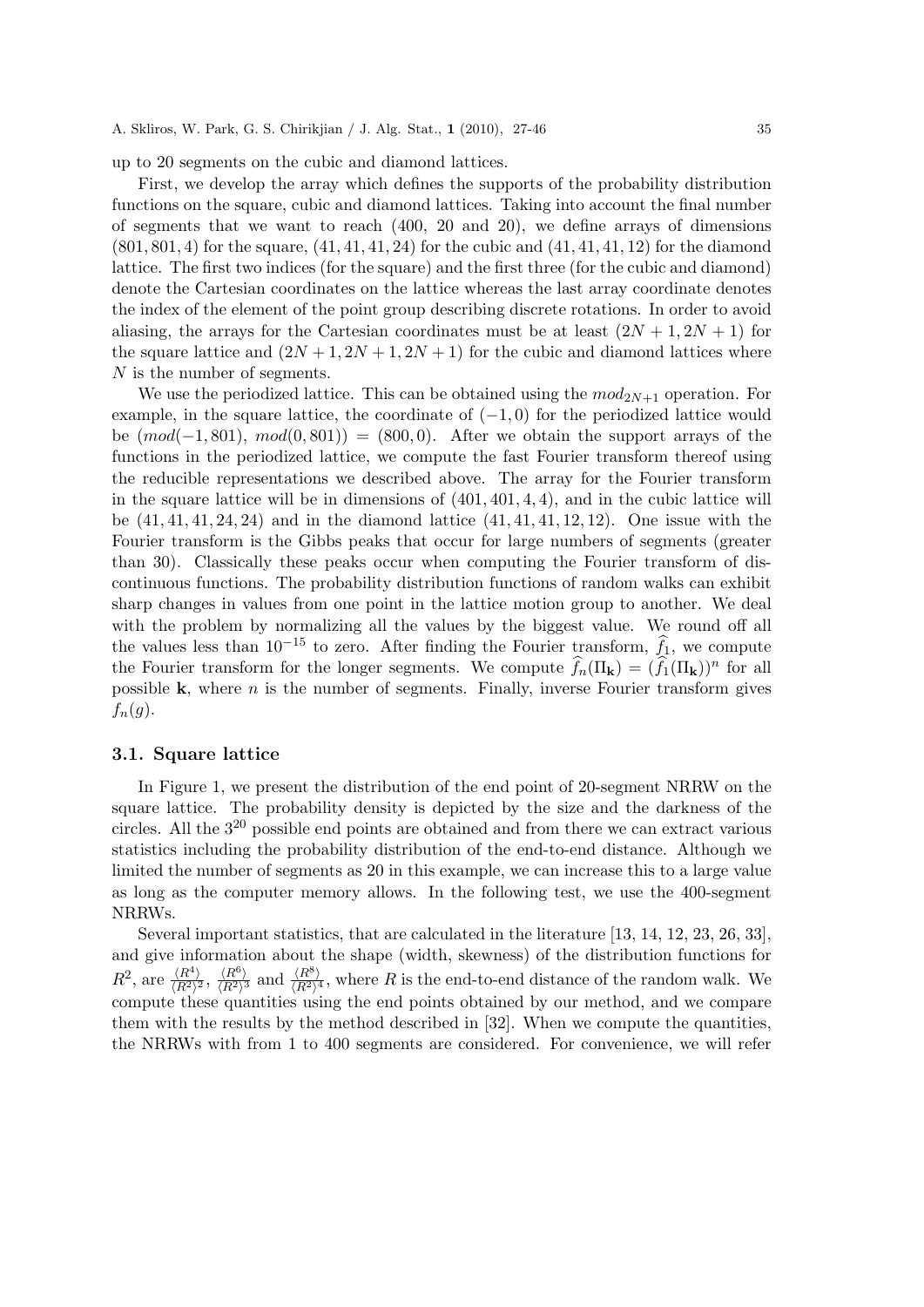up to 20 segments on the cubic and diamond lattices.

First, we develop the array which defines the supports of the probability distribution functions on the square, cubic and diamond lattices. Taking into account the final number of segments that we want to reach (400, 20 and 20), we define arrays of dimensions $(801, 801, 4)$ for the square, $(41, 41, 41, 24)$ for the cubic and $(41, 41, 41, 12)$ for the diamond lattice. The first two indices (for the square) and the first three (for the cubic and diamond) denote the Cartesian coordinates on the lattice whereas the last array coordinate denotes the index of the element of the point group describing discrete rotations. In order to avoid aliasing, the arrays for the Cartesian coordinates must be at least $(2N+1, 2N+1)$ for the square lattice and $(2N+1, 2N+1, 2N+1)$ for the cubic and diamond lattices where $N$ is the number of segments.

We use the periodized lattice. This can be obtained using the $mod_{2N+1}$ operation. For example, in the square lattice, the coordinate of $(-1, 0)$ for the periodized lattice would be $(mod(-1, 801),\ mod(0, 801)) = (800, 0)$. After we obtain the support arrays of the functions in the periodized lattice, we compute the fast Fourier transform thereof using the reducible representations we described above. The array for the Fourier transform in the square lattice will be in dimensions of $(401, 401, 4, 4)$, and in the cubic lattice will be $(41, 41, 41, 24, 24)$ and in the diamond lattice $(41, 41, 41, 12, 12)$. One issue with the Fourier transform is the Gibbs peaks that occur for large numbers of segments (greater than 30). Classically these peaks occur when computing the Fourier transform of discontinuous functions. The probability distribution functions of random walks can exhibit sharp changes in values from one point in the lattice motion group to another. We deal with the problem by normalizing all the values by the biggest value. We round off all the values less than $10^{-15}$ to zero. After finding the Fourier transform, $\widehat{f}_1$, we compute the Fourier transform for the longer segments. We compute $\widehat{f}_n(\Pi_{\mathbf{k}}) = (\widehat{f}_1(\Pi_{\mathbf{k}}))^n$ for all possible $\mathbf{k}$, where $n$ is the number of segments. Finally, inverse Fourier transform gives $f_n(g)$.

### 3.1. Square lattice

In Figure 1, we present the distribution of the end point of 20-segment NRRW on the square lattice. The probability density is depicted by the size and the darkness of the circles. All the $3^{20}$ possible end points are obtained and from there we can extract various statistics including the probability distribution of the end-to-end distance. Although we limited the number of segments as 20 in this example, we can increase this to a large value as long as the computer memory allows. In the following test, we use the 400-segment NRRWs.

Several important statistics, that are calculated in the literature [13, 14, 12, 23, 26, 33], and give information about the shape (width, skewness) of the distribution functions for $R^2$, are $\frac{\langle R^4 \rangle}{\langle R^2 \rangle^2}$, $\frac{\langle R^6 \rangle}{\langle R^2 \rangle^3}$ and $\frac{\langle R^8 \rangle}{\langle R^2 \rangle^4}$, where $R$ is the end-to-end distance of the random walk. We compute these quantities using the end points obtained by our method, and we compare them with the results by the method described in [32]. When we compute the quantities, the NRRWs with from 1 to 400 segments are considered. For convenience, we will refer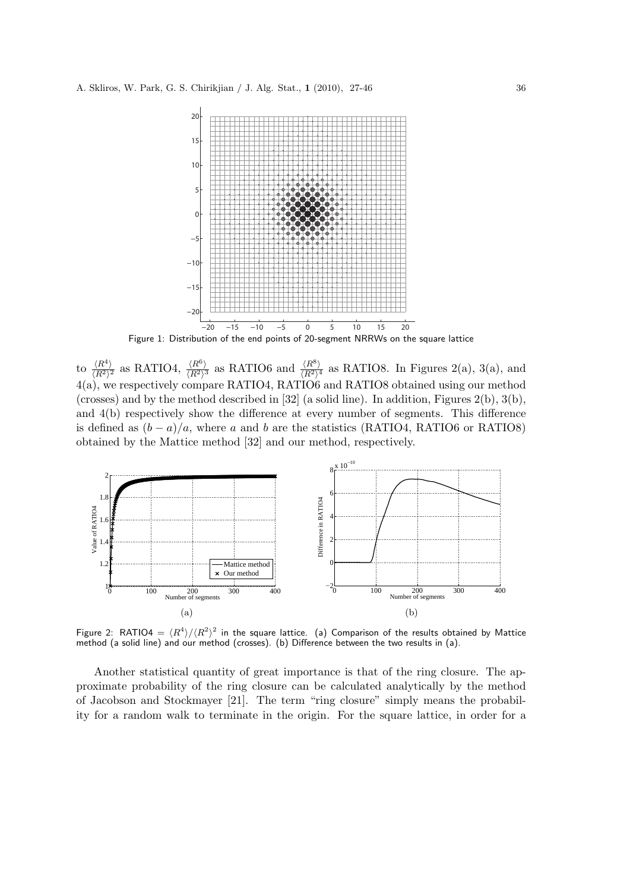Figure 1: Distribution of the end points of 20-segment NRRWs on the square lattice

to $\frac{\langle R^4 \rangle}{\langle R^2 \rangle^2}$ as RATIO4, $\frac{\langle R^6 \rangle}{\langle R^2 \rangle^3}$ as RATIO6 and $\frac{\langle R^8 \rangle}{\langle R^2 \rangle^4}$ as RATIO8. In Figures 2(a), 3(a), and 4(a), we respectively compare RATIO4, RATIO6 and RATIO8 obtained using our method (crosses) and by the method described in [32] (a solid line). In addition, Figures 2(b), 3(b), and 4(b) respectively show the difference at every number of segments. This difference is defined as $(b - a)/a$, where $a$ and $b$ are the statistics (RATIO4, RATIO6 or RATIO8) obtained by the Mattice method [32] and our method, respectively.

Figure 2: RATIO4 $= \langle R^4 \rangle / \langle R^2 \rangle^2$ in the square lattice. (a) Comparison of the results obtained by Mattice method (a solid line) and our method (crosses). (b) Difference between the two results in (a).

Another statistical quantity of great importance is that of the ring closure. The approximate probability of the ring closure can be calculated analytically by the method of Jacobson and Stockmayer [21]. The term "ring closure" simply means the probability for a random walk to terminate in the origin. For the square lattice, in order for a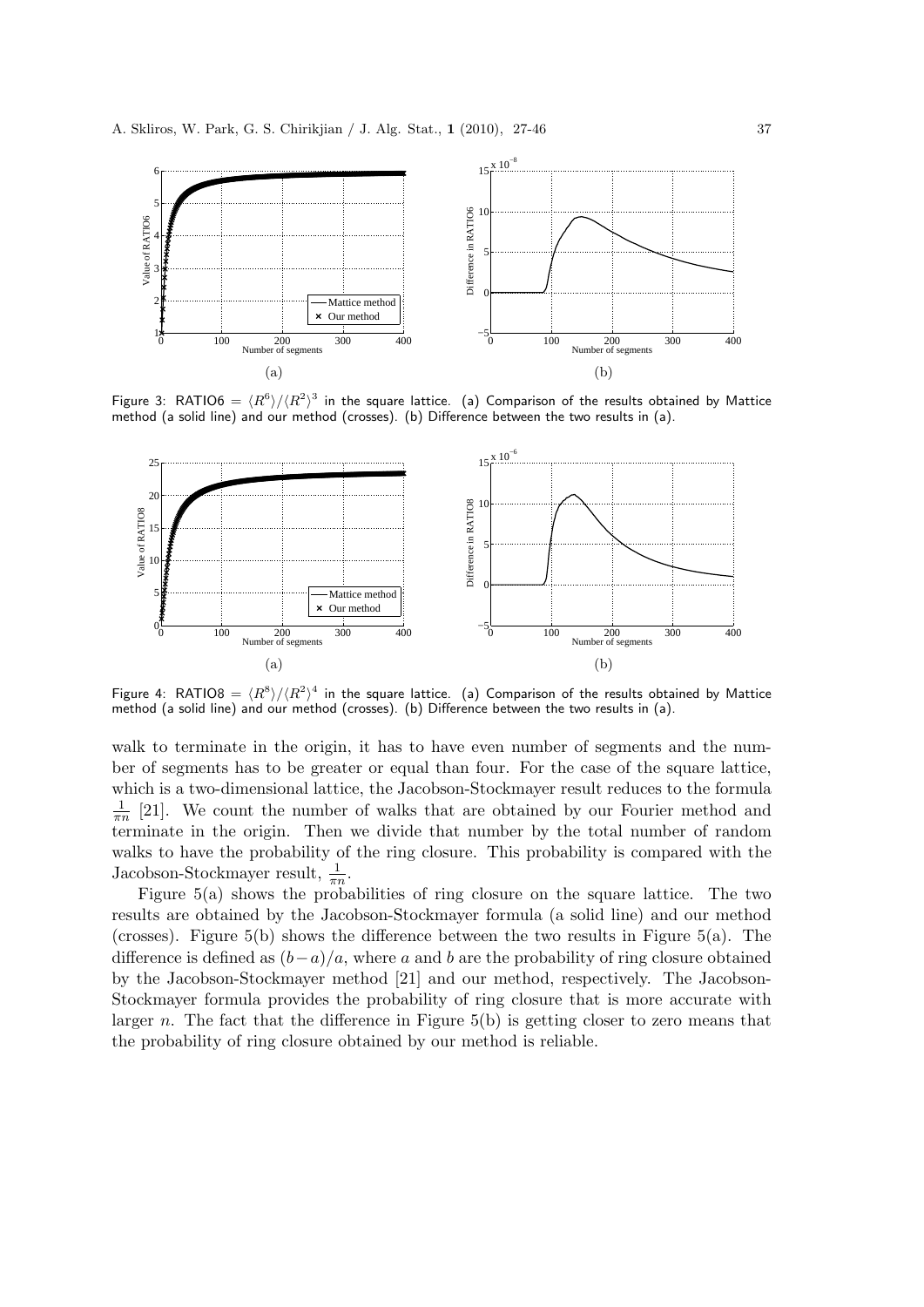Figure 3: RATIO6 $= \langle R^6 \rangle / \langle R^2 \rangle^3$ in the square lattice. (a) Comparison of the results obtained by Mattice method (a solid line) and our method (crosses). (b) Difference between the two results in (a).

Figure 4: RATIO8 $= \langle R^8 \rangle / \langle R^2 \rangle^4$ in the square lattice. (a) Comparison of the results obtained by Mattice method (a solid line) and our method (crosses). (b) Difference between the two results in (a).

walk to terminate in the origin, it has to have even number of segments and the number of segments has to be greater or equal than four. For the case of the square lattice, which is a two-dimensional lattice, the Jacobson-Stockmayer result reduces to the formula $\frac{1}{\pi n}$ [21]. We count the number of walks that are obtained by our Fourier method and terminate in the origin. Then we divide that number by the total number of random walks to have the probability of the ring closure. This probability is compared with the Jacobson-Stockmayer result, $\frac{1}{\pi n}$.

Figure 5(a) shows the probabilities of ring closure on the square lattice. The two results are obtained by the Jacobson-Stockmayer formula (a solid line) and our method (crosses). Figure 5(b) shows the difference between the two results in Figure 5(a). The difference is defined as $(b-a)/a$, where $a$ and $b$ are the probability of ring closure obtained by the Jacobson-Stockmayer method [21] and our method, respectively. The Jacobson-Stockmayer formula provides the probability of ring closure that is more accurate with larger $n$. The fact that the difference in Figure 5(b) is getting closer to zero means that the probability of ring closure obtained by our method is reliable.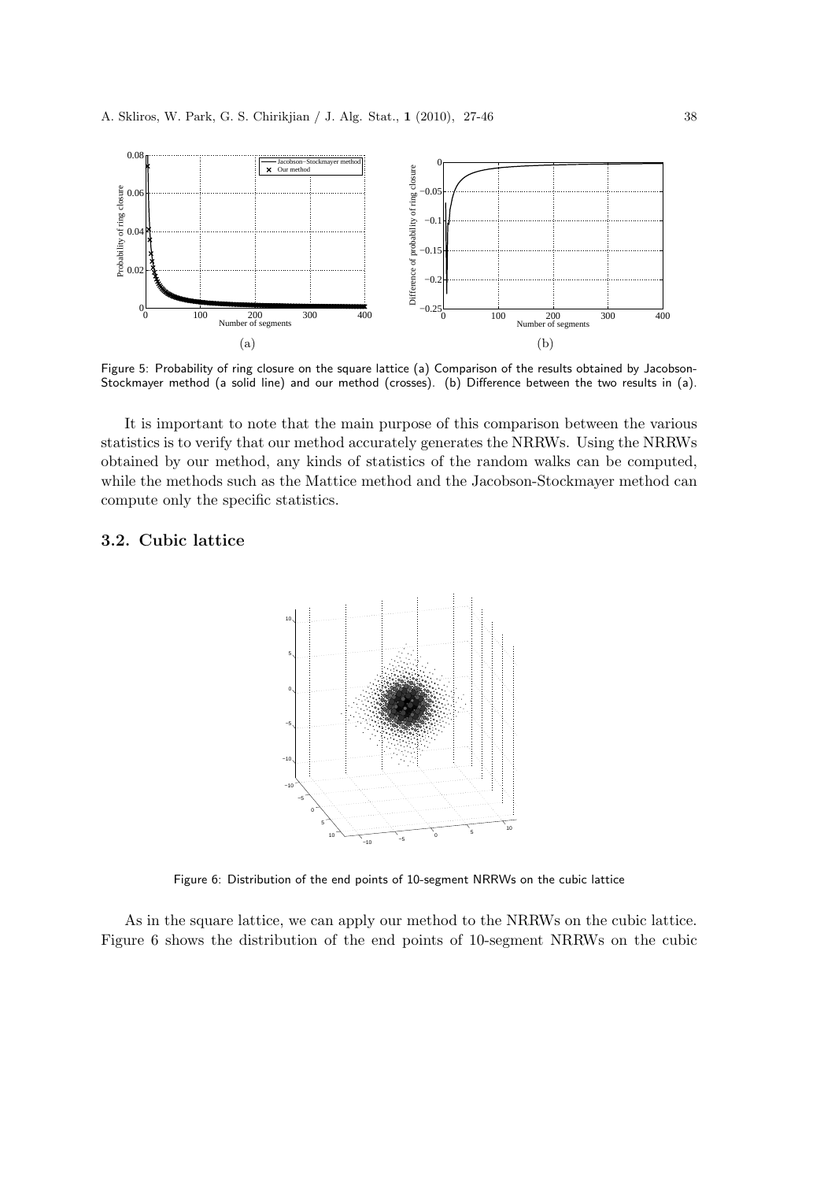Figure 5: Probability of ring closure on the square lattice (a) Comparison of the results obtained by Jacobson-Stockmayer method (a solid line) and our method (crosses). (b) Difference between the two results in (a).

It is important to note that the main purpose of this comparison between the various statistics is to verify that our method accurately generates the NRRWs. Using the NRRWs obtained by our method, any kinds of statistics of the random walks can be computed, while the methods such as the Mattice method and the Jacobson-Stockmayer method can compute only the specific statistics.

### 3.2. Cubic lattice

Figure 6: Distribution of the end points of 10-segment NRRWs on the cubic lattice

As in the square lattice, we can apply our method to the NRRWs on the cubic lattice. Figure 6 shows the distribution of the end points of 10-segment NRRWs on the cubic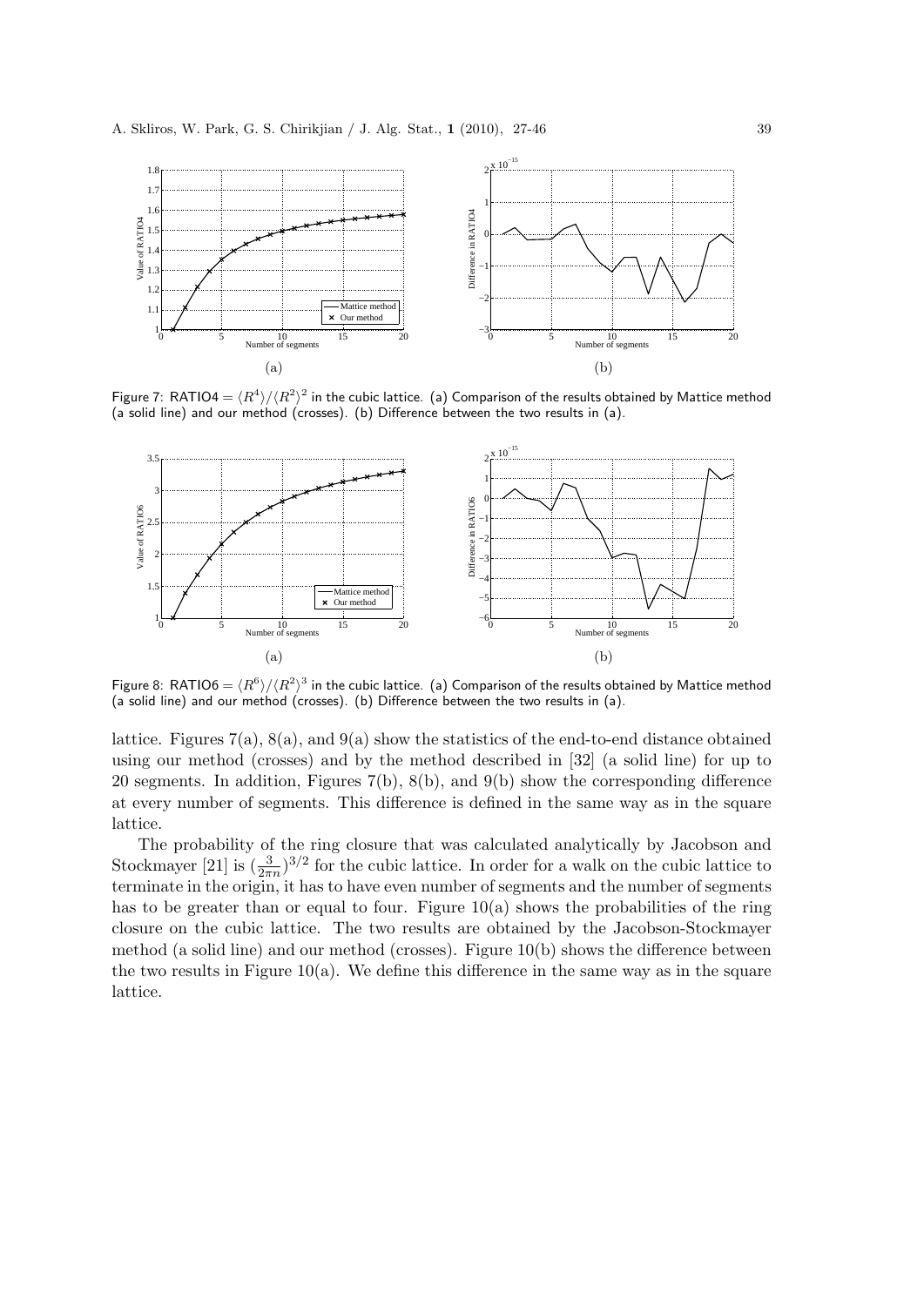Figure 7: RATIO4 $= \langle R^4 \rangle / \langle R^2 \rangle^2$ in the cubic lattice. (a) Comparison of the results obtained by Mattice method (a solid line) and our method (crosses). (b) Difference between the two results in (a).

Figure 8: RATIO6 $= \langle R^6 \rangle / \langle R^2 \rangle^3$ in the cubic lattice. (a) Comparison of the results obtained by Mattice method (a solid line) and our method (crosses). (b) Difference between the two results in (a).

lattice. Figures 7(a), 8(a), and 9(a) show the statistics of the end-to-end distance obtained using our method (crosses) and by the method described in [32] (a solid line) for up to 20 segments. In addition, Figures 7(b), 8(b), and 9(b) show the corresponding difference at every number of segments. This difference is defined in the same way as in the square lattice.

The probability of the ring closure that was calculated analytically by Jacobson and Stockmayer [21] is $(\frac{3}{2\pi n})^{3/2}$ for the cubic lattice. In order for a walk on the cubic lattice to terminate in the origin, it has to have even number of segments and the number of segments has to be greater than or equal to four. Figure 10(a) shows the probabilities of the ring closure on the cubic lattice. The two results are obtained by the Jacobson-Stockmayer method (a solid line) and our method (crosses). Figure 10(b) shows the difference between the two results in Figure 10(a). We define this difference in the same way as in the square lattice.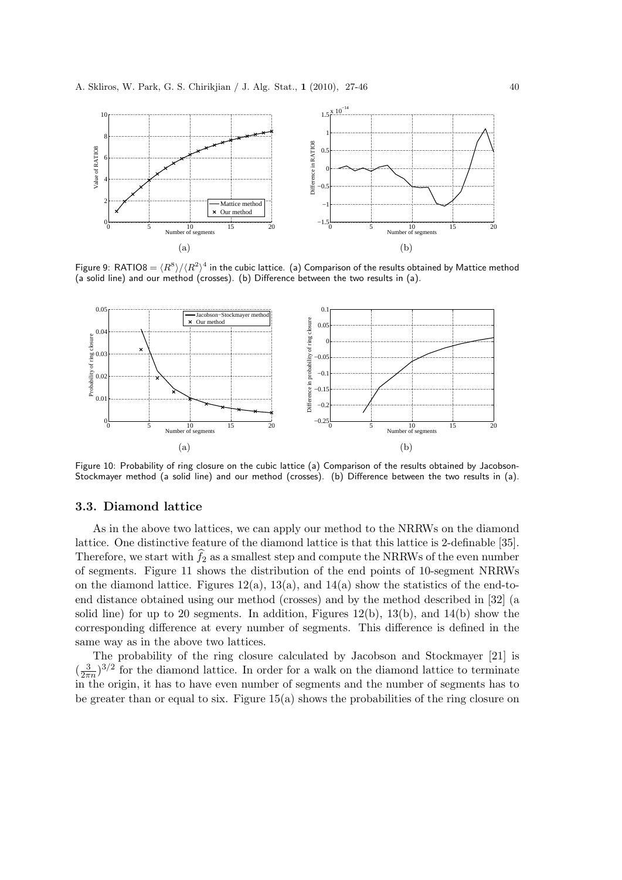Figure 9: RATIO8 $= \langle R^8 \rangle / \langle R^2 \rangle^4$ in the cubic lattice. (a) Comparison of the results obtained by Mattice method (a solid line) and our method (crosses). (b) Difference between the two results in (a).

Figure 10: Probability of ring closure on the cubic lattice (a) Comparison of the results obtained by Jacobson-Stockmayer method (a solid line) and our method (crosses). (b) Difference between the two results in (a).

### 3.3. Diamond lattice

As in the above two lattices, we can apply our method to the NRRWs on the diamond lattice. One distinctive feature of the diamond lattice is that this lattice is 2-definable [35]. Therefore, we start with $\widehat{f}_2$ as a smallest step and compute the NRRWs of the even number of segments. Figure 11 shows the distribution of the end points of 10-segment NRRWs on the diamond lattice. Figures 12(a), 13(a), and 14(a) show the statistics of the end-to-end distance obtained using our method (crosses) and by the method described in [32] (a solid line) for up to 20 segments. In addition, Figures 12(b), 13(b), and 14(b) show the corresponding difference at every number of segments. This difference is defined in the same way as in the above two lattices.

The probability of the ring closure calculated by Jacobson and Stockmayer [21] is $(\frac{3}{2\pi n})^{3/2}$ for the diamond lattice. In order for a walk on the diamond lattice to terminate in the origin, it has to have even number of segments and the number of segments has to be greater than or equal to six. Figure 15(a) shows the probabilities of the ring closure on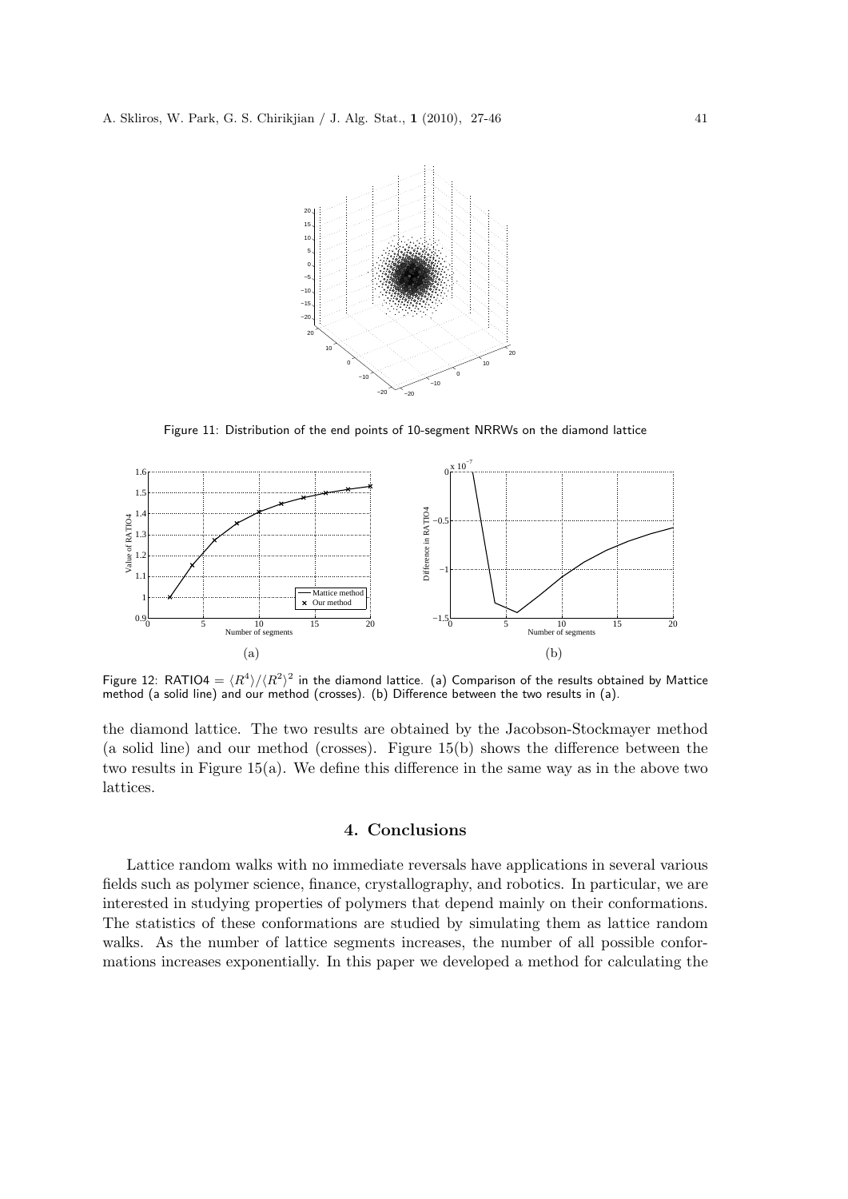Figure 11: Distribution of the end points of 10-segment NRRWs on the diamond lattice

Figure 12: RATIO4 $= \langle R^4 \rangle / \langle R^2 \rangle^2$ in the diamond lattice. (a) Comparison of the results obtained by Mattice method (a solid line) and our method (crosses). (b) Difference between the two results in (a).

the diamond lattice. The two results are obtained by the Jacobson-Stockmayer method (a solid line) and our method (crosses). Figure 15(b) shows the difference between the two results in Figure 15(a). We define this difference in the same way as in the above two lattices.

## 4. Conclusions

Lattice random walks with no immediate reversals have applications in several various fields such as polymer science, finance, crystallography, and robotics. In particular, we are interested in studying properties of polymers that depend mainly on their conformations. The statistics of these conformations are studied by simulating them as lattice random walks. As the number of lattice segments increases, the number of all possible conformations increases exponentially. In this paper we developed a method for calculating the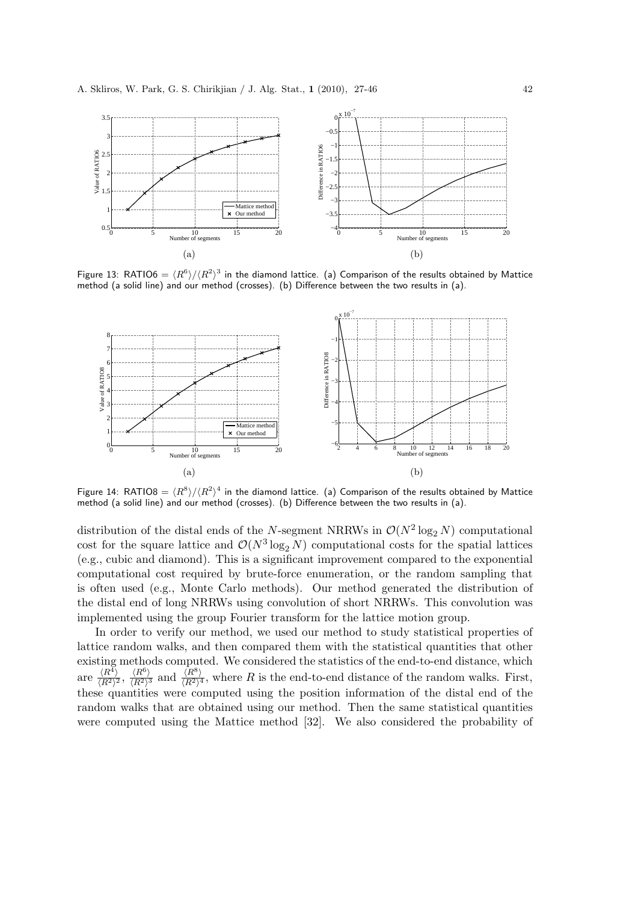Figure 13: RATIO6 $= \langle R^6 \rangle / \langle R^2 \rangle^3$ in the diamond lattice. (a) Comparison of the results obtained by Mattice method (a solid line) and our method (crosses). (b) Difference between the two results in (a).

Figure 14: RATIO8 $= \langle R^8 \rangle / \langle R^2 \rangle^4$ in the diamond lattice. (a) Comparison of the results obtained by Mattice method (a solid line) and our method (crosses). (b) Difference between the two results in (a).

distribution of the distal ends of the $N$-segment NRRWs in $\mathcal{O}(N^2 \log_2 N)$ computational cost for the square lattice and $\mathcal{O}(N^3 \log_2 N)$ computational costs for the spatial lattices (e.g., cubic and diamond). This is a significant improvement compared to the exponential computational cost required by brute-force enumeration, or the random sampling that is often used (e.g., Monte Carlo methods). Our method generated the distribution of the distal end of long NRRWs using convolution of short NRRWs. This convolution was implemented using the group Fourier transform for the lattice motion group.

In order to verify our method, we used our method to study statistical properties of lattice random walks, and then compared them with the statistical quantities that other existing methods computed. We considered the statistics of the end-to-end distance, which are $\frac{\langle R^4 \rangle}{\langle R^2 \rangle^2}$, $\frac{\langle R^6 \rangle}{\langle R^2 \rangle^3}$ and $\frac{\langle R^8 \rangle}{\langle R^2 \rangle^4}$, where $R$ is the end-to-end distance of the random walks. First, these quantities were computed using the position information of the distal end of the random walks that are obtained using our method. Then the same statistical quantities were computed using the Mattice method [32]. We also considered the probability of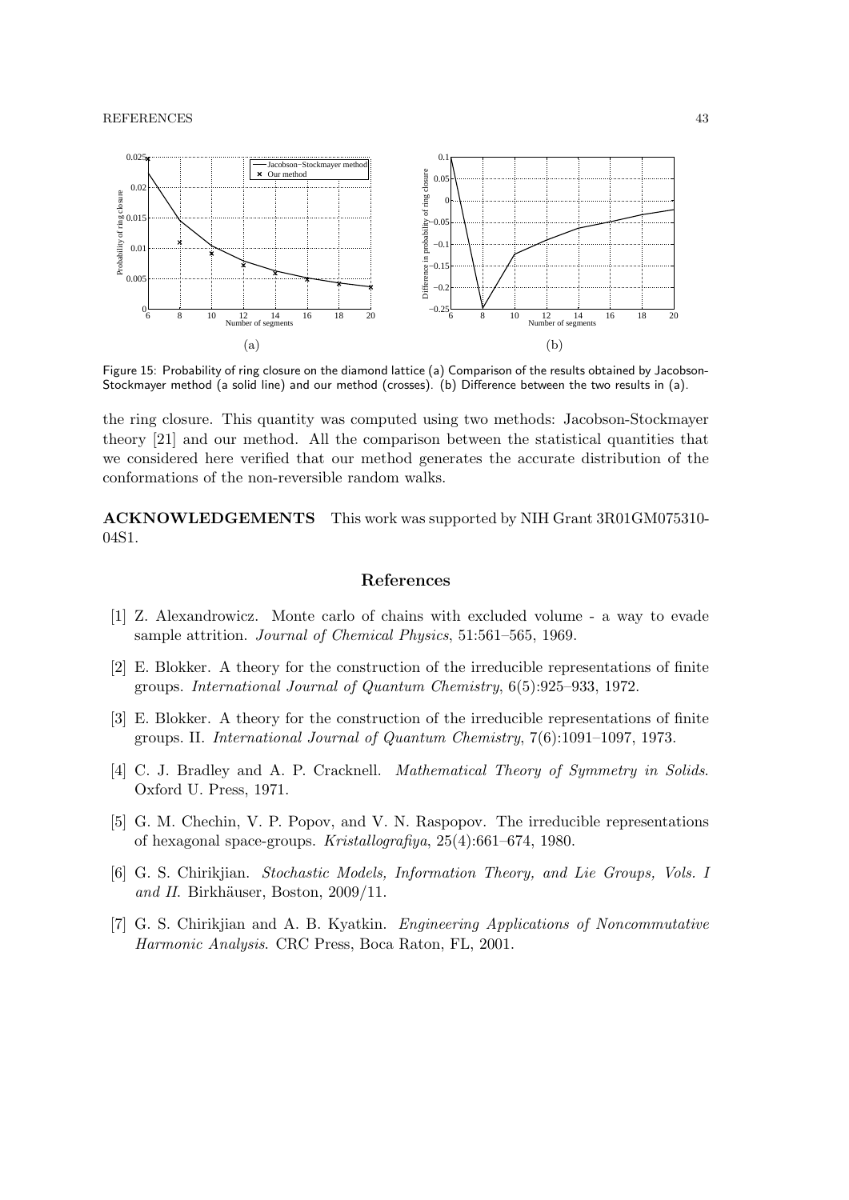Figure 15: Probability of ring closure on the diamond lattice (a) Comparison of the results obtained by Jacobson-Stockmayer method (a solid line) and our method (crosses). (b) Difference between the two results in (a).

the ring closure. This quantity was computed using two methods: Jacobson-Stockmayer theory [21] and our method. All the comparison between the statistical quantities that we considered here verified that our method generates the accurate distribution of the conformations of the non-reversible random walks.

**ACKNOWLEDGEMENTS** This work was supported by NIH Grant 3R01GM075310-04S1.

## References

[1] Z. Alexandrowicz. Monte carlo of chains with excluded volume - a way to evade sample attrition. *Journal of Chemical Physics*, 51:561–565, 1969.

[2] E. Blokker. A theory for the construction of the irreducible representations of finite groups. *International Journal of Quantum Chemistry*, 6(5):925–933, 1972.

[3] E. Blokker. A theory for the construction of the irreducible representations of finite groups. II. *International Journal of Quantum Chemistry*, 7(6):1091–1097, 1973.

[4] C. J. Bradley and A. P. Cracknell. *Mathematical Theory of Symmetry in Solids*. Oxford U. Press, 1971.

[5] G. M. Chechin, V. P. Popov, and V. N. Raspopov. The irreducible representations of hexagonal space-groups. *Kristallografiya*, 25(4):661–674, 1980.

[6] G. S. Chirikjian. *Stochastic Models, Information Theory, and Lie Groups, Vols. I and II*. Birkhäuser, Boston, 2009/11.

[7] G. S. Chirikjian and A. B. Kyatkin. *Engineering Applications of Noncommutative Harmonic Analysis*. CRC Press, Boca Raton, FL, 2001.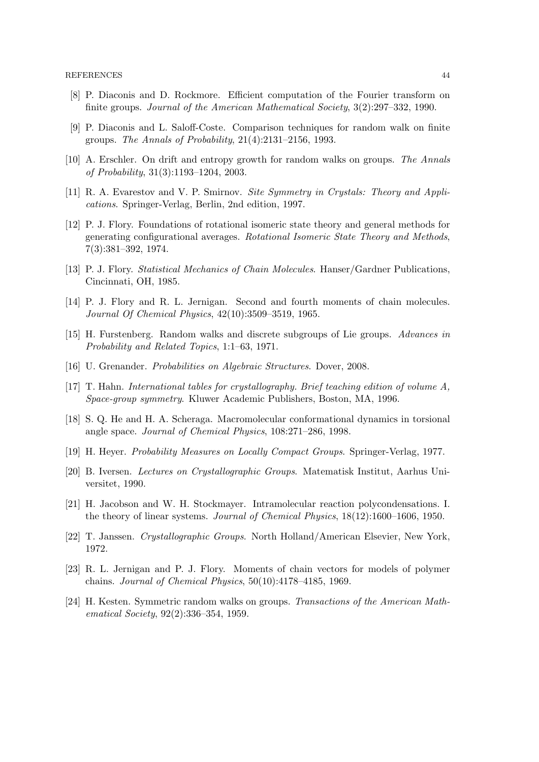[8] P. Diaconis and D. Rockmore. Efficient computation of the Fourier transform on finite groups. *Journal of the American Mathematical Society*, 3(2):297–332, 1990.

[9] P. Diaconis and L. Saloff-Coste. Comparison techniques for random walk on finite groups. *The Annals of Probability*, 21(4):2131–2156, 1993.

[10] A. Erschler. On drift and entropy growth for random walks on groups. *The Annals of Probability*, 31(3):1193–1204, 2003.

[11] R. A. Evarestov and V. P. Smirnov. *Site Symmetry in Crystals: Theory and Applications*. Springer-Verlag, Berlin, 2nd edition, 1997.

[12] P. J. Flory. Foundations of rotational isomeric state theory and general methods for generating configurational averages. *Rotational Isomeric State Theory and Methods*, 7(3):381–392, 1974.

[13] P. J. Flory. *Statistical Mechanics of Chain Molecules*. Hanser/Gardner Publications, Cincinnati, OH, 1985.

[14] P. J. Flory and R. L. Jernigan. Second and fourth moments of chain molecules. *Journal Of Chemical Physics*, 42(10):3509–3519, 1965.

[15] H. Furstenberg. Random walks and discrete subgroups of Lie groups. *Advances in Probability and Related Topics*, 1:1–63, 1971.

[16] U. Grenander. *Probabilities on Algebraic Structures*. Dover, 2008.

[17] T. Hahn. *International tables for crystallography. Brief teaching edition of volume A, Space-group symmetry*. Kluwer Academic Publishers, Boston, MA, 1996.

[18] S. Q. He and H. A. Scheraga. Macromolecular conformational dynamics in torsional angle space. *Journal of Chemical Physics*, 108:271–286, 1998.

[19] H. Heyer. *Probability Measures on Locally Compact Groups*. Springer-Verlag, 1977.

[20] B. Iversen. *Lectures on Crystallographic Groups*. Matematisk Institut, Aarhus Universitet, 1990.

[21] H. Jacobson and W. H. Stockmayer. Intramolecular reaction polycondensations. I. the theory of linear systems. *Journal of Chemical Physics*, 18(12):1600–1606, 1950.

[22] T. Janssen. *Crystallographic Groups*. North Holland/American Elsevier, New York, 1972.

[23] R. L. Jernigan and P. J. Flory. Moments of chain vectors for models of polymer chains. *Journal of Chemical Physics*, 50(10):4178–4185, 1969.

[24] H. Kesten. Symmetric random walks on groups. *Transactions of the American Mathematical Society*, 92(2):336–354, 1959.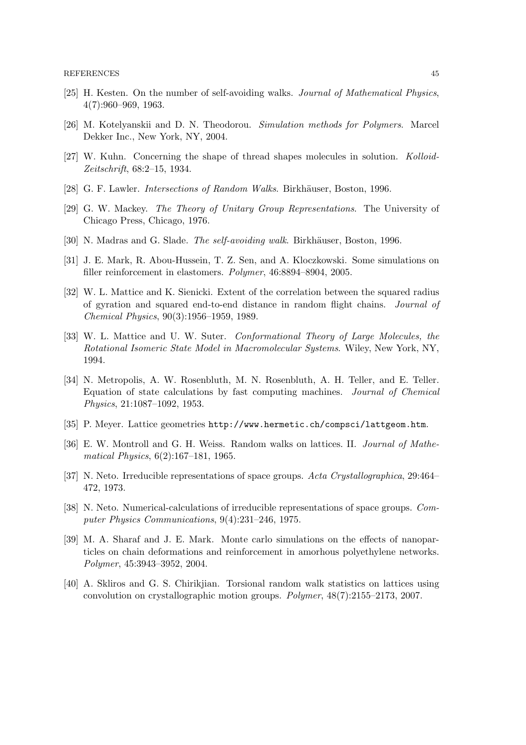[25] H. Kesten. On the number of self-avoiding walks. *Journal of Mathematical Physics*, 4(7):960–969, 1963.

[26] M. Kotelyanskii and D. N. Theodorou. *Simulation methods for Polymers*. Marcel Dekker Inc., New York, NY, 2004.

[27] W. Kuhn. Concerning the shape of thread shapes molecules in solution. *Kolloid-Zeitschrift*, 68:2–15, 1934.

[28] G. F. Lawler. *Intersections of Random Walks*. Birkhäuser, Boston, 1996.

[29] G. W. Mackey. *The Theory of Unitary Group Representations*. The University of Chicago Press, Chicago, 1976.

[30] N. Madras and G. Slade. *The self-avoiding walk*. Birkhäuser, Boston, 1996.

[31] J. E. Mark, R. Abou-Hussein, T. Z. Sen, and A. Kloczkowski. Some simulations on filler reinforcement in elastomers. *Polymer*, 46:8894–8904, 2005.

[32] W. L. Mattice and K. Sienicki. Extent of the correlation between the squared radius of gyration and squared end-to-end distance in random flight chains. *Journal of Chemical Physics*, 90(3):1956–1959, 1989.

[33] W. L. Mattice and U. W. Suter. *Conformational Theory of Large Molecules, the Rotational Isomeric State Model in Macromolecular Systems*. Wiley, New York, NY, 1994.

[34] N. Metropolis, A. W. Rosenbluth, M. N. Rosenbluth, A. H. Teller, and E. Teller. Equation of state calculations by fast computing machines. *Journal of Chemical Physics*, 21:1087–1092, 1953.

[35] P. Meyer. Lattice geometries `http://www.hermetic.ch/compsci/lattgeom.htm`.

[36] E. W. Montroll and G. H. Weiss. Random walks on lattices. II. *Journal of Mathematical Physics*, 6(2):167–181, 1965.

[37] N. Neto. Irreducible representations of space groups. *Acta Crystallographica*, 29:464–472, 1973.

[38] N. Neto. Numerical-calculations of irreducible representations of space groups. *Computer Physics Communications*, 9(4):231–246, 1975.

[39] M. A. Sharaf and J. E. Mark. Monte carlo simulations on the effects of nanoparticles on chain deformations and reinforcement in amorhous polyethylene networks. *Polymer*, 45:3943–3952, 2004.

[40] A. Skliros and G. S. Chirikjian. Torsional random walk statistics on lattices using convolution on crystallographic motion groups. *Polymer*, 48(7):2155–2173, 2007.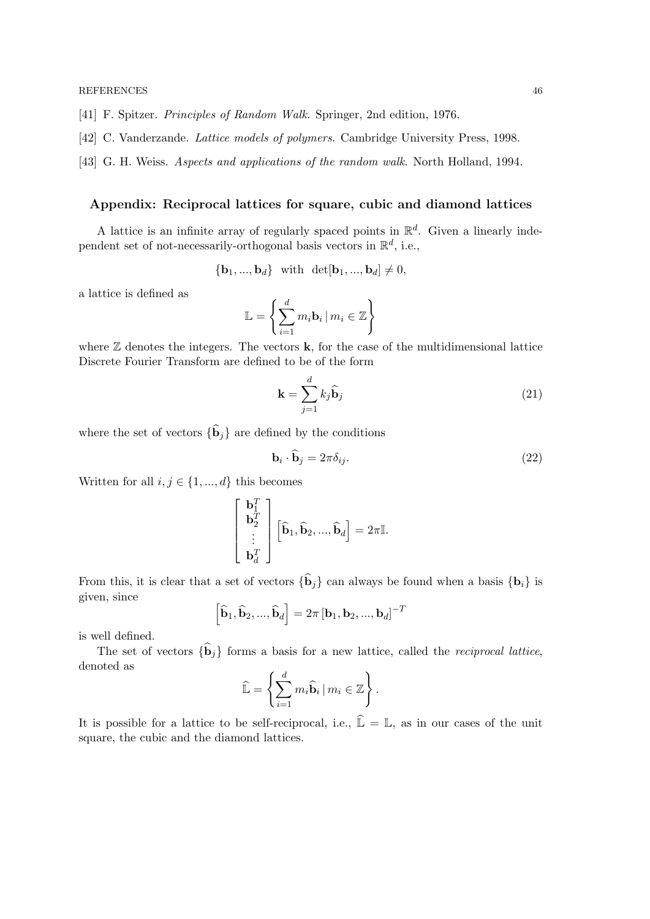[41] F. Spitzer. *Principles of Random Walk*. Springer, 2nd edition, 1976.

[42] C. Vanderzande. *Lattice models of polymers*. Cambridge University Press, 1998.

[43] G. H. Weiss. *Aspects and applications of the random walk*. North Holland, 1994.

## Appendix: Reciprocal lattices for square, cubic and diamond lattices

A lattice is an infinite array of regularly spaced points in $\mathbb{R}^d$. Given a linearly independent set of not-necessarily-orthogonal basis vectors in $\mathbb{R}^d$, i.e.,

$$\{\mathbf{b}_1, ..., \mathbf{b}_d\} \quad \text{with} \quad \det[\mathbf{b}_1, ..., \mathbf{b}_d] \neq 0,$$

a lattice is defined as

$$\mathbb{L} = \left\{ \sum_{i=1}^{d} m_i \mathbf{b}_i \,|\, m_i \in \mathbb{Z} \right\}$$

where $\mathbb{Z}$ denotes the integers. The vectors $\mathbf{k}$, for the case of the multidimensional lattice Discrete Fourier Transform are defined to be of the form

$$\mathbf{k} = \sum_{j=1}^{d} k_j \widehat{\mathbf{b}}_j \tag{21}$$

where the set of vectors $\{\widehat{\mathbf{b}}_j\}$ are defined by the conditions

$$\mathbf{b}_i \cdot \widehat{\mathbf{b}}_j = 2\pi \delta_{ij}. \tag{22}$$

Written for all $i, j \in \{1, ..., d\}$ this becomes

$$\begin{bmatrix} \mathbf{b}_1^T \\ \mathbf{b}_2^T \\ \vdots \\ \mathbf{b}_d^T \end{bmatrix} \left[ \widehat{\mathbf{b}}_1, \widehat{\mathbf{b}}_2, ..., \widehat{\mathbf{b}}_d \right] = 2\pi \mathbb{I}.$$

From this, it is clear that a set of vectors $\{\widehat{\mathbf{b}}_j\}$ can always be found when a basis $\{\mathbf{b}_i\}$ is given, since

$$\left[ \widehat{\mathbf{b}}_1, \widehat{\mathbf{b}}_2, ..., \widehat{\mathbf{b}}_d \right] = 2\pi \left[ \mathbf{b}_1, \mathbf{b}_2, ..., \mathbf{b}_d \right]^{-T}$$

is well defined.

The set of vectors $\{\widehat{\mathbf{b}}_j\}$ forms a basis for a new lattice, called the *reciprocal lattice*, denoted as

$$\widehat{\mathbb{L}} = \left\{ \sum_{i=1}^{d} m_i \widehat{\mathbf{b}}_i \,|\, m_i \in \mathbb{Z} \right\}.$$

It is possible for a lattice to be self-reciprocal, i.e., $\widehat{\mathbb{L}} = \mathbb{L}$, as in our cases of the unit square, the cubic and the diamond lattices.